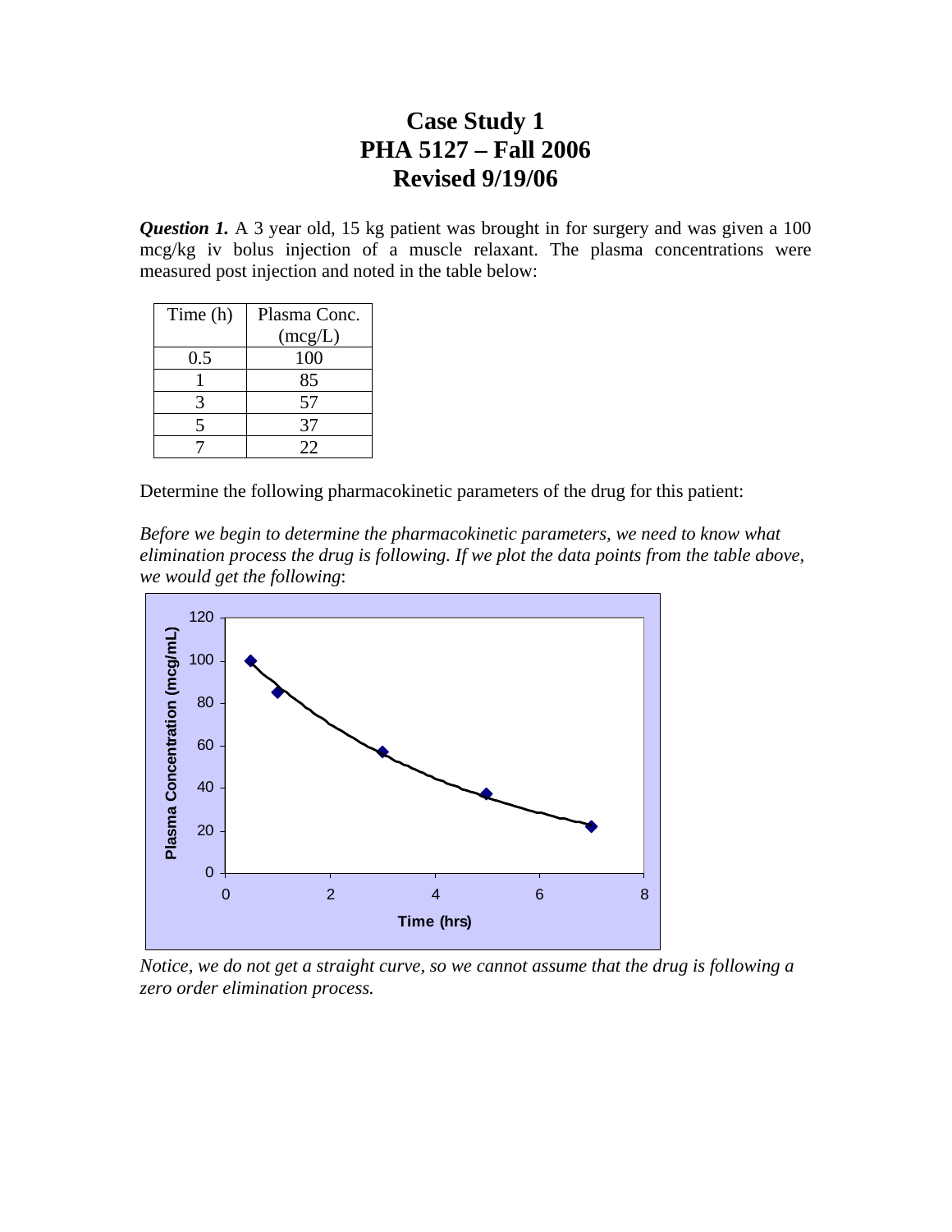# Case Study 1
# PHA 5127 – Fall 2006
# Revised 9/19/06

***Question 1.*** A 3 year old, 15 kg patient was brought in for surgery and was given a 100 mcg/kg iv bolus injection of a muscle relaxant. The plasma concentrations were measured post injection and noted in the table below:

| Time (h) | Plasma Conc. (mcg/L) |
|---|---|
| 0.5 | 100 |
| 1 | 85 |
| 3 | 57 |
| 5 | 37 |
| 7 | 22 |

Determine the following pharmacokinetic parameters of the drug for this patient:

*Before we begin to determine the pharmacokinetic parameters, we need to know what elimination process the drug is following. If we plot the data points from the table above, we would get the following*:

*Notice, we do not get a straight curve, so we cannot assume that the drug is following a zero order elimination process.*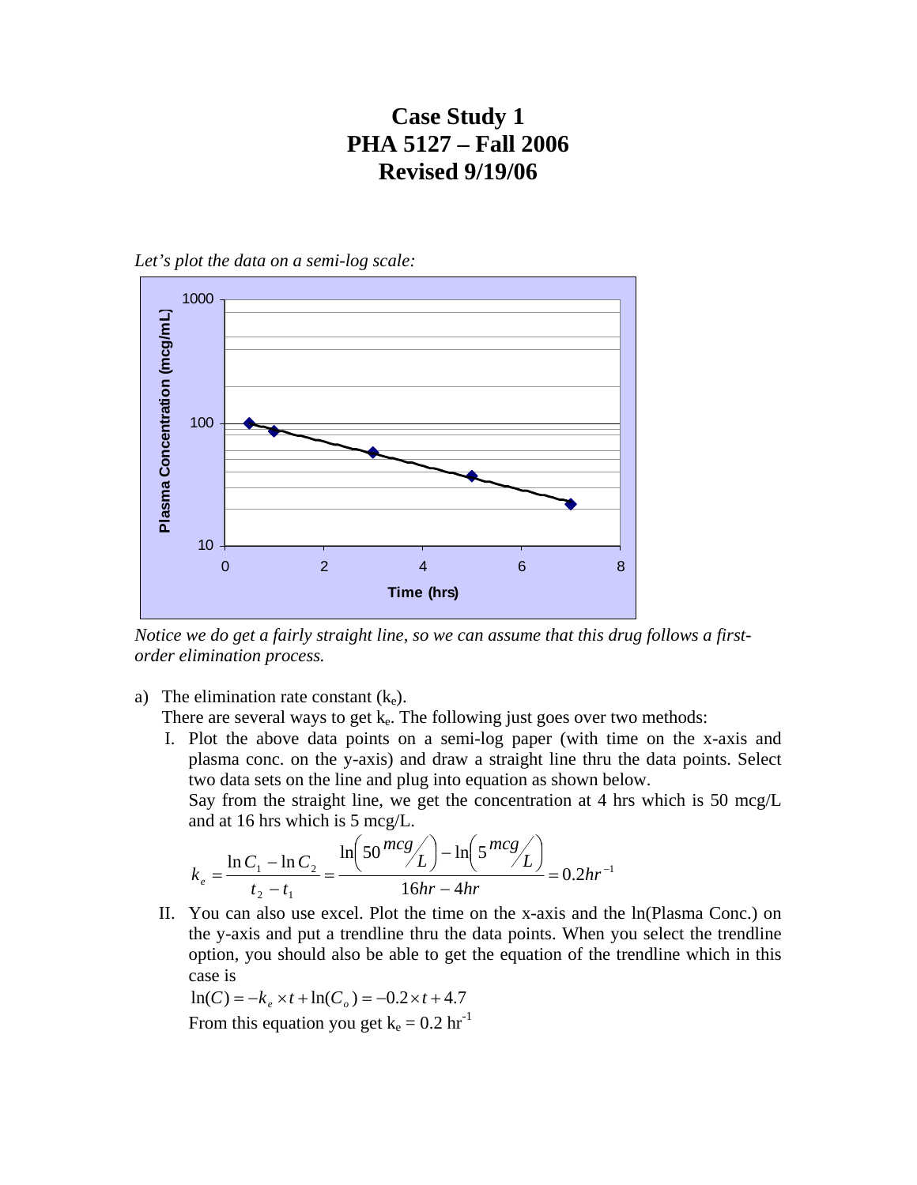# Case Study 1
# PHA 5127 – Fall 2006
# Revised 9/19/06

*Let's plot the data on a semi-log scale:*

*Notice we do get a fairly straight line, so we can assume that this drug follows a first-order elimination process.*

a) The elimination rate constant ($k_e$).

There are several ways to get $k_e$. The following just goes over two methods:

I. Plot the above data points on a semi-log paper (with time on the x-axis and plasma conc. on the y-axis) and draw a straight line thru the data points. Select two data sets on the line and plug into equation as shown below.

Say from the straight line, we get the concentration at 4 hrs which is 50 mcg/L and at 16 hrs which is 5 mcg/L.

$$k_e = \frac{\ln C_1 - \ln C_2}{t_2 - t_1} = \frac{\ln\left(50 \,{}^{mcg}\!/\!_{L}\right) - \ln\left(5 \,{}^{mcg}\!/\!_{L}\right)}{16hr - 4hr} = 0.2hr^{-1}$$

II. You can also use excel. Plot the time on the x-axis and the ln(Plasma Conc.) on the y-axis and put a trendline thru the data points. When you select the trendline option, you should also be able to get the equation of the trendline which in this case is

$\ln(C) = -k_e \times t + \ln(C_o) = -0.2 \times t + 4.7$

From this equation you get $k_e = 0.2\ hr^{-1}$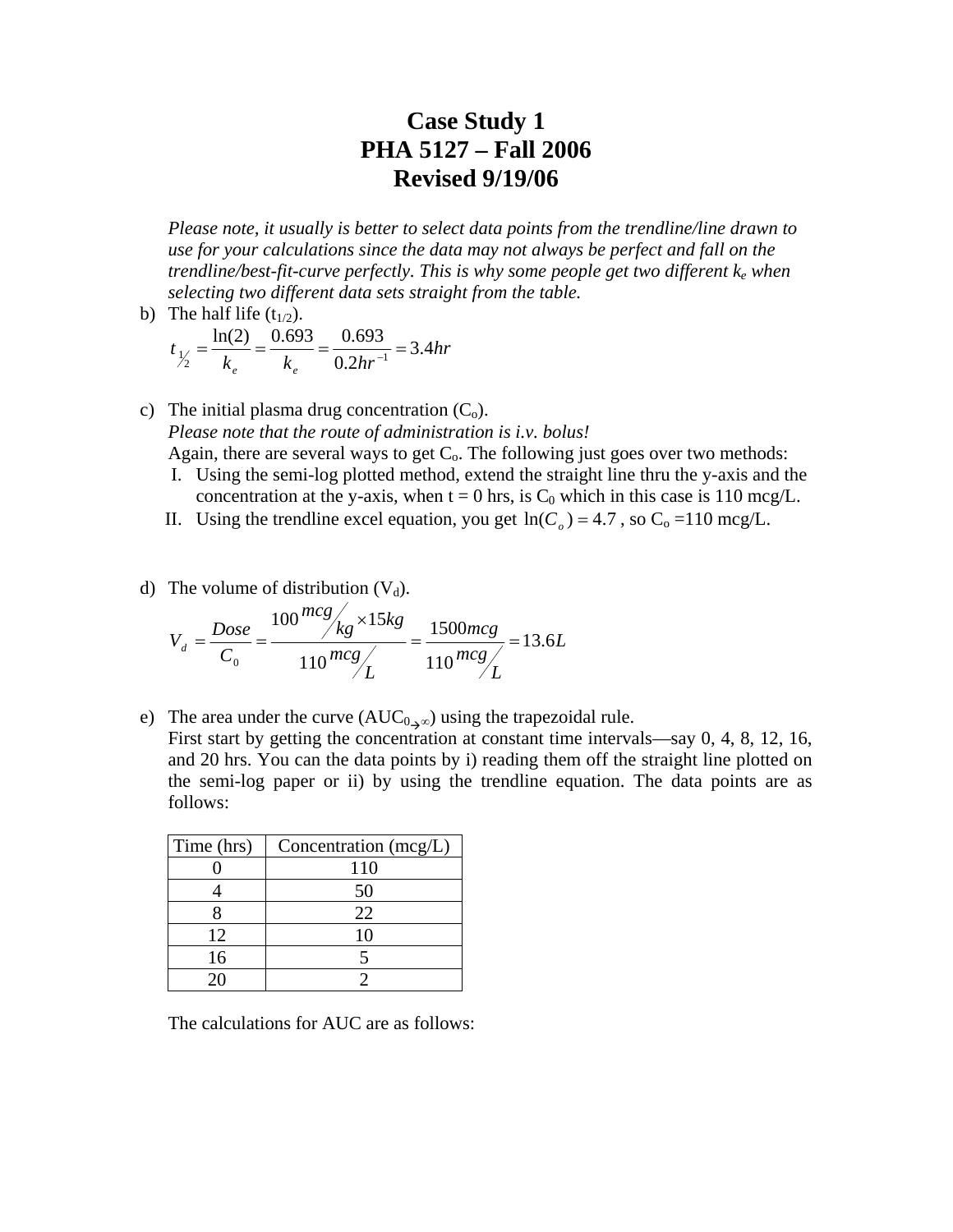# Case Study 1
# PHA 5127 – Fall 2006
# Revised 9/19/06

*Please note, it usually is better to select data points from the trendline/line drawn to use for your calculations since the data may not always be perfect and fall on the trendline/best-fit-curve perfectly. This is why some people get two different $k_e$ when selecting two different data sets straight from the table.*

b) The half life ($t_{1/2}$).

$$t_{1/2} = \frac{\ln(2)}{k_e} = \frac{0.693}{k_e} = \frac{0.693}{0.2hr^{-1}} = 3.4hr$$

c) The initial plasma drug concentration ($C_o$).
*Please note that the route of administration is i.v. bolus!*
Again, there are several ways to get $C_o$. The following just goes over two methods:

I. Using the semi-log plotted method, extend the straight line thru the y-axis and the concentration at the y-axis, when t = 0 hrs, is $C_0$ which in this case is 110 mcg/L.

II. Using the trendline excel equation, you get $\ln(C_o) = 4.7$, so $C_o$ =110 mcg/L.

d) The volume of distribution ($V_d$).

$$V_d = \frac{Dose}{C_0} = \frac{100 \, {}^{mcg}/_{kg} \times 15kg}{110 \, {}^{mcg}/_{L}} = \frac{1500mcg}{110 \, {}^{mcg}/_{L}} = 13.6L$$

e) The area under the curve ($AUC_{0 \to \infty}$) using the trapezoidal rule.
First start by getting the concentration at constant time intervals—say 0, 4, 8, 12, 16, and 20 hrs. You can the data points by i) reading them off the straight line plotted on the semi-log paper or ii) by using the trendline equation. The data points are as follows:

| Time (hrs) | Concentration (mcg/L) |
|---|---|
| 0 | 110 |
| 4 | 50 |
| 8 | 22 |
| 12 | 10 |
| 16 | 5 |
| 20 | 2 |

The calculations for AUC are as follows: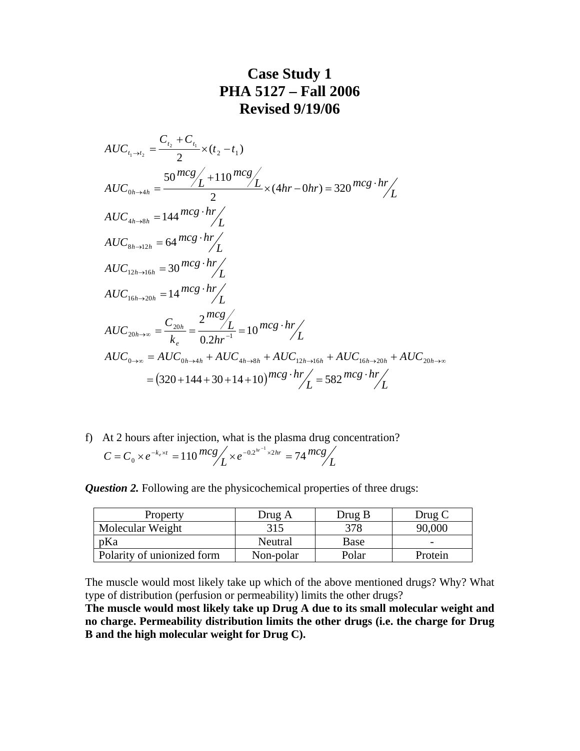# Case Study 1
# PHA 5127 – Fall 2006
# Revised 9/19/06

$$AUC_{t_1 \to t_2} = \frac{C_{t_2} + C_{t_1}}{2} \times (t_2 - t_1)$$

$$AUC_{0h \to 4h} = \frac{50 \, {}^{mcg}\!/_{L} + 110 \, {}^{mcg}\!/_{L}}{2} \times (4hr - 0hr) = 320 \, {}^{mcg \cdot hr}\!/_{L}$$

$$AUC_{4h \to 8h} = 144 \, {}^{mcg \cdot hr}\!/_{L}$$

$$AUC_{8h \to 12h} = 64 \, {}^{mcg \cdot hr}\!/_{L}$$

$$AUC_{12h \to 16h} = 30 \, {}^{mcg \cdot hr}\!/_{L}$$

$$AUC_{16h \to 20h} = 14 \, {}^{mcg \cdot hr}\!/_{L}$$

$$AUC_{20h \to \infty} = \frac{C_{20h}}{k_e} = \frac{2 \, {}^{mcg}\!/_{L}}{0.2 hr^{-1}} = 10 \, {}^{mcg \cdot hr}\!/_{L}$$

$$AUC_{0 \to \infty} = AUC_{0h \to 4h} + AUC_{4h \to 8h} + AUC_{12h \to 16h} + AUC_{16h \to 20h} + AUC_{20h \to \infty}$$

$$= (320 + 144 + 30 + 14 + 10) \, {}^{mcg \cdot hr}\!/_{L} = 582 \, {}^{mcg \cdot hr}\!/_{L}$$

f) At 2 hours after injection, what is the plasma drug concentration?

$$C = C_0 \times e^{-k_e \times t} = 110 \, {}^{mcg}\!/_{L} \times e^{-0.2 hr^{-1} \times 2hr} = 74 \, {}^{mcg}\!/_{L}$$

***Question 2.*** Following are the physicochemical properties of three drugs:

| Property | Drug A | Drug B | Drug C |
|---|---|---|---|
| Molecular Weight | 315 | 378 | 90,000 |
| pKa | Neutral | Base | - |
| Polarity of unionized form | Non-polar | Polar | Protein |

The muscle would most likely take up which of the above mentioned drugs? Why? What type of distribution (perfusion or permeability) limits the other drugs?

**The muscle would most likely take up Drug A due to its small molecular weight and no charge. Permeability distribution limits the other drugs (i.e. the charge for Drug B and the high molecular weight for Drug C).**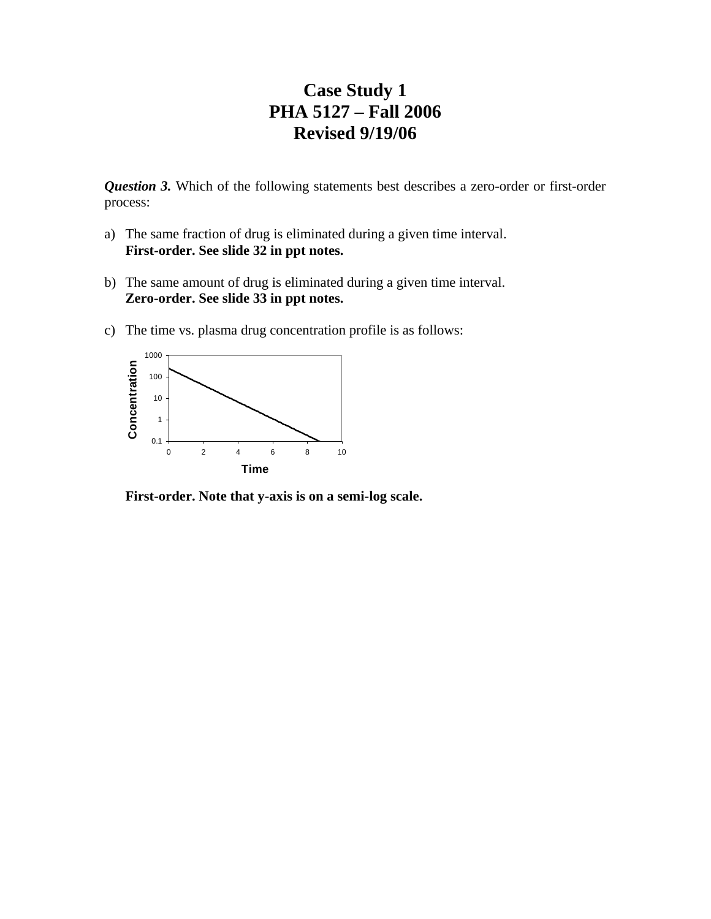# Case Study 1
# PHA 5127 – Fall 2006
# Revised 9/19/06

***Question 3.*** Which of the following statements best describes a zero-order or first-order process:

a) The same fraction of drug is eliminated during a given time interval.
   **First-order. See slide 32 in ppt notes.**

b) The same amount of drug is eliminated during a given time interval.
   **Zero-order. See slide 33 in ppt notes.**

c) The time vs. plasma drug concentration profile is as follows:

Concentration

1000
100
10
1
0.1

0 2 4 6 8 10

Time

**First-order. Note that y-axis is on a semi-log scale.**